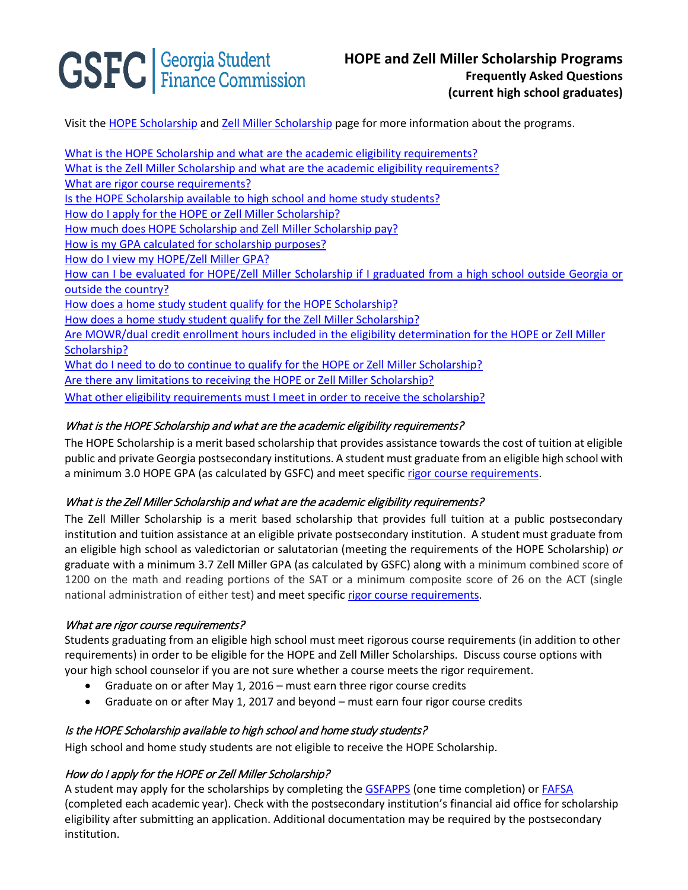# HOPE and Zell Miller Scholarship Programs

## Frequently Asked Questions (current high school graduates)

GSFC | Georgia Student Finance Commission

Visit the HOPE Scholarship and Zell Miller Scholarship page for more information about the programs.

- What is the HOPE Scholarship and what are the academic eligibility requirements?
- What is the Zell Miller Scholarship and what are the academic eligibility requirements?
- What are rigor course requirements?
- Is the HOPE Scholarship available to high school and home study students?
- How do I apply for the HOPE or Zell Miller Scholarship?
- How much does HOPE Scholarship and Zell Miller Scholarship pay?
- How is my GPA calculated for scholarship purposes?
- How do I view my HOPE/Zell Miller GPA?
- How can I be evaluated for HOPE/Zell Miller Scholarship if I graduated from a high school outside Georgia or outside the country?
- How does a home study student qualify for the HOPE Scholarship?
- How does a home study student qualify for the Zell Miller Scholarship?
- Are MOWR/dual credit enrollment hours included in the eligibility determination for the HOPE or Zell Miller Scholarship?
- What do I need to do to continue to qualify for the HOPE or Zell Miller Scholarship?
- Are there any limitations to receiving the HOPE or Zell Miller Scholarship?
- What other eligibility requirements must I meet in order to receive the scholarship?

### *What is the HOPE Scholarship and what are the academic eligibility requirements?*

The HOPE Scholarship is a merit based scholarship that provides assistance towards the cost of tuition at eligible public and private Georgia postsecondary institutions. A student must graduate from an eligible high school with a minimum 3.0 HOPE GPA (as calculated by GSFC) and meet specific rigor course requirements.

### *What is the Zell Miller Scholarship and what are the academic eligibility requirements?*

The Zell Miller Scholarship is a merit based scholarship that provides full tuition at a public postsecondary institution and tuition assistance at an eligible private postsecondary institution. A student must graduate from an eligible high school as valedictorian or salutatorian (meeting the requirements of the HOPE Scholarship) *or* graduate with a minimum 3.7 Zell Miller GPA (as calculated by GSFC) along with a minimum combined score of 1200 on the math and reading portions of the SAT or a minimum composite score of 26 on the ACT (single national administration of either test) and meet specific rigor course requirements.

### *What are rigor course requirements?*

Students graduating from an eligible high school must meet rigorous course requirements (in addition to other requirements) in order to be eligible for the HOPE and Zell Miller Scholarships. Discuss course options with your high school counselor if you are not sure whether a course meets the rigor requirement.

- Graduate on or after May 1, 2016 – must earn three rigor course credits
- Graduate on or after May 1, 2017 and beyond – must earn four rigor course credits

### *Is the HOPE Scholarship available to high school and home study students?*

High school and home study students are not eligible to receive the HOPE Scholarship.

### *How do I apply for the HOPE or Zell Miller Scholarship?*

A student may apply for the scholarships by completing the GSFAPPS (one time completion) or FAFSA (completed each academic year). Check with the postsecondary institution's financial aid office for scholarship eligibility after submitting an application. Additional documentation may be required by the postsecondary institution.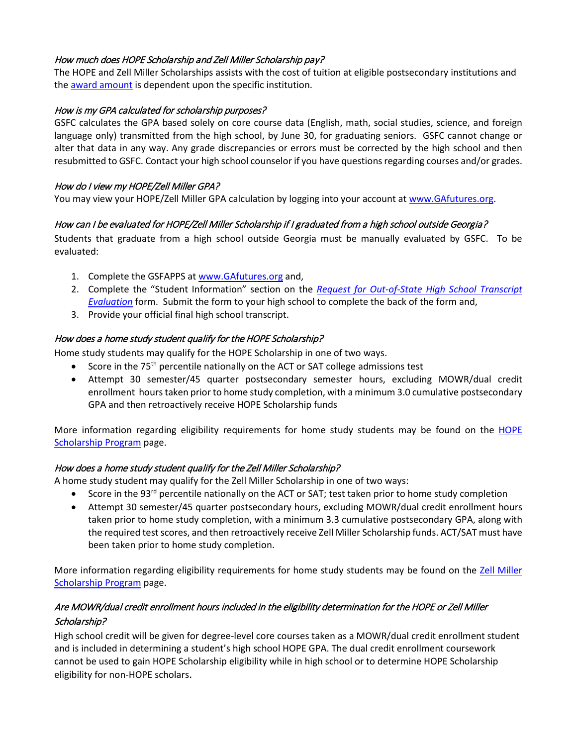*How much does HOPE Scholarship and Zell Miller Scholarship pay?*

The HOPE and Zell Miller Scholarships assists with the cost of tuition at eligible postsecondary institutions and the award amount is dependent upon the specific institution.

*How is my GPA calculated for scholarship purposes?*

GSFC calculates the GPA based solely on core course data (English, math, social studies, science, and foreign language only) transmitted from the high school, by June 30, for graduating seniors. GSFC cannot change or alter that data in any way. Any grade discrepancies or errors must be corrected by the high school and then resubmitted to GSFC. Contact your high school counselor if you have questions regarding courses and/or grades.

*How do I view my HOPE/Zell Miller GPA?*

You may view your HOPE/Zell Miller GPA calculation by logging into your account at www.GAfutures.org.

*How can I be evaluated for HOPE/Zell Miller Scholarship if I graduated from a high school outside Georgia?*

Students that graduate from a high school outside Georgia must be manually evaluated by GSFC. To be evaluated:

1. Complete the GSFAPPS at www.GAfutures.org and,
2. Complete the "Student Information" section on the *Request for Out-of-State High School Transcript Evaluation* form. Submit the form to your high school to complete the back of the form and,
3. Provide your official final high school transcript.

*How does a home study student qualify for the HOPE Scholarship?*

Home study students may qualify for the HOPE Scholarship in one of two ways.

- Score in the 75th percentile nationally on the ACT or SAT college admissions test
- Attempt 30 semester/45 quarter postsecondary semester hours, excluding MOWR/dual credit enrollment hours taken prior to home study completion, with a minimum 3.0 cumulative postsecondary GPA and then retroactively receive HOPE Scholarship funds

More information regarding eligibility requirements for home study students may be found on the HOPE Scholarship Program page.

*How does a home study student qualify for the Zell Miller Scholarship?*

A home study student may qualify for the Zell Miller Scholarship in one of two ways:

- Score in the 93rd percentile nationally on the ACT or SAT; test taken prior to home study completion
- Attempt 30 semester/45 quarter postsecondary hours, excluding MOWR/dual credit enrollment hours taken prior to home study completion, with a minimum 3.3 cumulative postsecondary GPA, along with the required test scores, and then retroactively receive Zell Miller Scholarship funds. ACT/SAT must have been taken prior to home study completion.

More information regarding eligibility requirements for home study students may be found on the Zell Miller Scholarship Program page.

*Are MOWR/dual credit enrollment hours included in the eligibility determination for the HOPE or Zell Miller Scholarship?*

High school credit will be given for degree-level core courses taken as a MOWR/dual credit enrollment student and is included in determining a student's high school HOPE GPA. The dual credit enrollment coursework cannot be used to gain HOPE Scholarship eligibility while in high school or to determine HOPE Scholarship eligibility for non-HOPE scholars.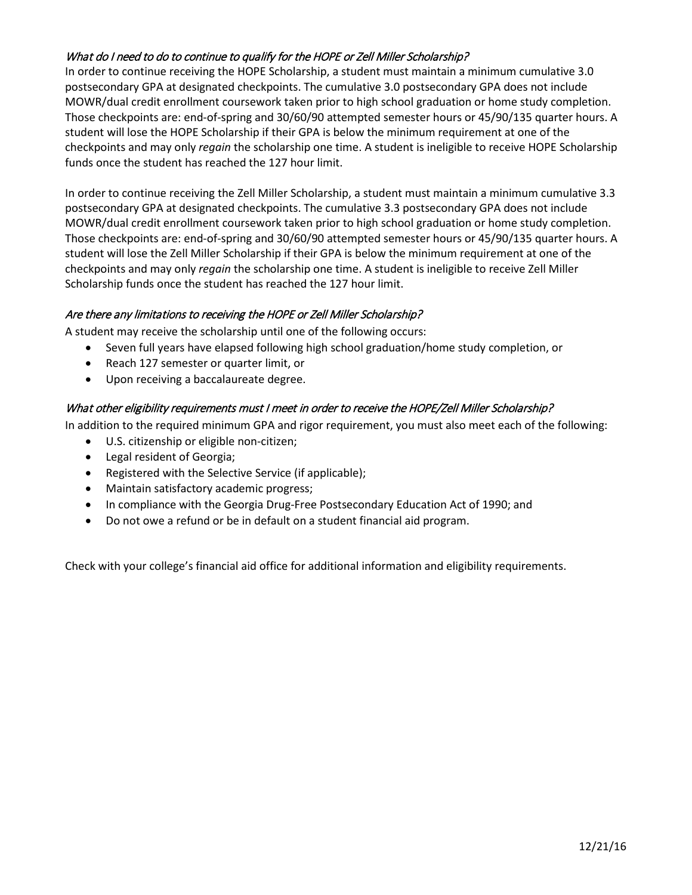### *What do I need to do to continue to qualify for the HOPE or Zell Miller Scholarship?*

In order to continue receiving the HOPE Scholarship, a student must maintain a minimum cumulative 3.0 postsecondary GPA at designated checkpoints. The cumulative 3.0 postsecondary GPA does not include MOWR/dual credit enrollment coursework taken prior to high school graduation or home study completion. Those checkpoints are: end-of-spring and 30/60/90 attempted semester hours or 45/90/135 quarter hours. A student will lose the HOPE Scholarship if their GPA is below the minimum requirement at one of the checkpoints and may only *regain* the scholarship one time. A student is ineligible to receive HOPE Scholarship funds once the student has reached the 127 hour limit.

In order to continue receiving the Zell Miller Scholarship, a student must maintain a minimum cumulative 3.3 postsecondary GPA at designated checkpoints. The cumulative 3.3 postsecondary GPA does not include MOWR/dual credit enrollment coursework taken prior to high school graduation or home study completion. Those checkpoints are: end-of-spring and 30/60/90 attempted semester hours or 45/90/135 quarter hours. A student will lose the Zell Miller Scholarship if their GPA is below the minimum requirement at one of the checkpoints and may only *regain* the scholarship one time. A student is ineligible to receive Zell Miller Scholarship funds once the student has reached the 127 hour limit.

### *Are there any limitations to receiving the HOPE or Zell Miller Scholarship?*

A student may receive the scholarship until one of the following occurs:

- Seven full years have elapsed following high school graduation/home study completion, or
- Reach 127 semester or quarter limit, or
- Upon receiving a baccalaureate degree.

### *What other eligibility requirements must I meet in order to receive the HOPE/Zell Miller Scholarship?*

In addition to the required minimum GPA and rigor requirement, you must also meet each of the following:

- U.S. citizenship or eligible non-citizen;
- Legal resident of Georgia;
- Registered with the Selective Service (if applicable);
- Maintain satisfactory academic progress;
- In compliance with the Georgia Drug-Free Postsecondary Education Act of 1990; and
- Do not owe a refund or be in default on a student financial aid program.

Check with your college's financial aid office for additional information and eligibility requirements.

12/21/16